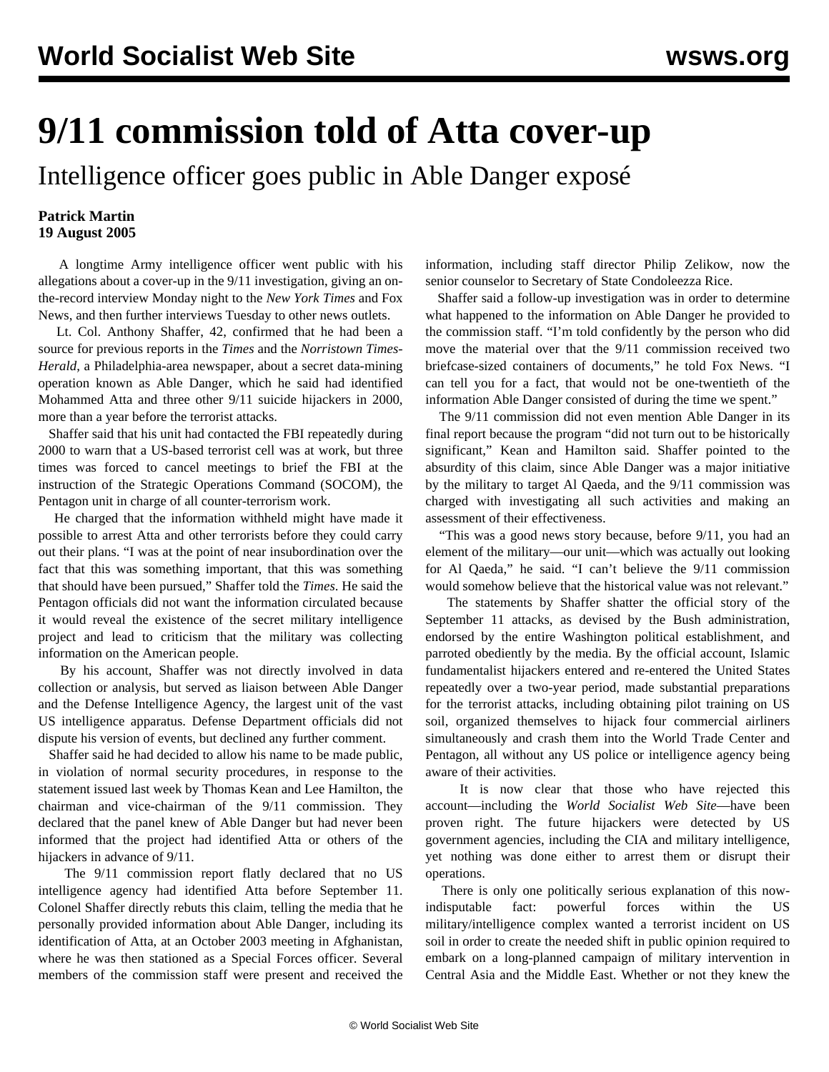# 9/11 commission told of Atta cover-up

## Intelligence officer goes public in Able Danger exposé

**Patrick Martin**
**19 August 2005**

A longtime Army intelligence officer went public with his allegations about a cover-up in the 9/11 investigation, giving an on-the-record interview Monday night to the *New York Times* and Fox News, and then further interviews Tuesday to other news outlets.

Lt. Col. Anthony Shaffer, 42, confirmed that he had been a source for previous reports in the *Times* and the *Norristown Times-Herald*, a Philadelphia-area newspaper, about a secret data-mining operation known as Able Danger, which he said had identified Mohammed Atta and three other 9/11 suicide hijackers in 2000, more than a year before the terrorist attacks.

Shaffer said that his unit had contacted the FBI repeatedly during 2000 to warn that a US-based terrorist cell was at work, but three times was forced to cancel meetings to brief the FBI at the instruction of the Strategic Operations Command (SOCOM), the Pentagon unit in charge of all counter-terrorism work.

He charged that the information withheld might have made it possible to arrest Atta and other terrorists before they could carry out their plans. "I was at the point of near insubordination over the fact that this was something important, that this was something that should have been pursued," Shaffer told the *Times*. He said the Pentagon officials did not want the information circulated because it would reveal the existence of the secret military intelligence project and lead to criticism that the military was collecting information on the American people.

By his account, Shaffer was not directly involved in data collection or analysis, but served as liaison between Able Danger and the Defense Intelligence Agency, the largest unit of the vast US intelligence apparatus. Defense Department officials did not dispute his version of events, but declined any further comment.

Shaffer said he had decided to allow his name to be made public, in violation of normal security procedures, in response to the statement issued last week by Thomas Kean and Lee Hamilton, the chairman and vice-chairman of the 9/11 commission. They declared that the panel knew of Able Danger but had never been informed that the project had identified Atta or others of the hijackers in advance of 9/11.

The 9/11 commission report flatly declared that no US intelligence agency had identified Atta before September 11. Colonel Shaffer directly rebuts this claim, telling the media that he personally provided information about Able Danger, including its identification of Atta, at an October 2003 meeting in Afghanistan, where he was then stationed as a Special Forces officer. Several members of the commission staff were present and received the information, including staff director Philip Zelikow, now the senior counselor to Secretary of State Condoleezza Rice.

Shaffer said a follow-up investigation was in order to determine what happened to the information on Able Danger he provided to the commission staff. "I'm told confidently by the person who did move the material over that the 9/11 commission received two briefcase-sized containers of documents," he told Fox News. "I can tell you for a fact, that would not be one-twentieth of the information Able Danger consisted of during the time we spent."

The 9/11 commission did not even mention Able Danger in its final report because the program "did not turn out to be historically significant," Kean and Hamilton said. Shaffer pointed to the absurdity of this claim, since Able Danger was a major initiative by the military to target Al Qaeda, and the 9/11 commission was charged with investigating all such activities and making an assessment of their effectiveness.

"This was a good news story because, before 9/11, you had an element of the military—our unit—which was actually out looking for Al Qaeda," he said. "I can't believe the 9/11 commission would somehow believe that the historical value was not relevant."

The statements by Shaffer shatter the official story of the September 11 attacks, as devised by the Bush administration, endorsed by the entire Washington political establishment, and parroted obediently by the media. By the official account, Islamic fundamentalist hijackers entered and re-entered the United States repeatedly over a two-year period, made substantial preparations for the terrorist attacks, including obtaining pilot training on US soil, organized themselves to hijack four commercial airliners simultaneously and crash them into the World Trade Center and Pentagon, all without any US police or intelligence agency being aware of their activities.

It is now clear that those who have rejected this account—including the *World Socialist Web Site*—have been proven right. The future hijackers were detected by US government agencies, including the CIA and military intelligence, yet nothing was done either to arrest them or disrupt their operations.

There is only one politically serious explanation of this now-indisputable fact: powerful forces within the US military/intelligence complex wanted a terrorist incident on US soil in order to create the needed shift in public opinion required to embark on a long-planned campaign of military intervention in Central Asia and the Middle East. Whether or not they knew the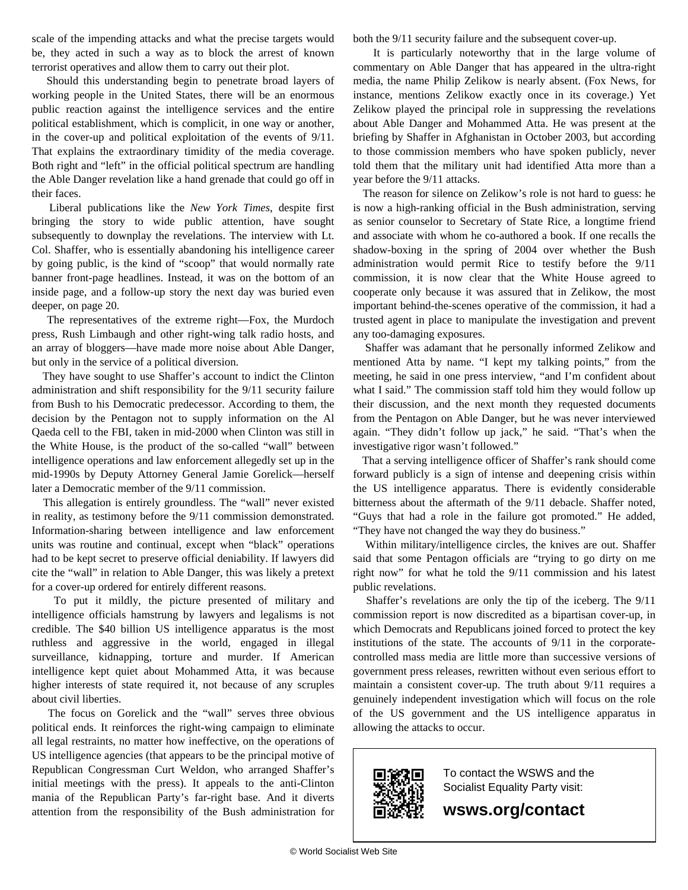scale of the impending attacks and what the precise targets would be, they acted in such a way as to block the arrest of known terrorist operatives and allow them to carry out their plot.

Should this understanding begin to penetrate broad layers of working people in the United States, there will be an enormous public reaction against the intelligence services and the entire political establishment, which is complicit, in one way or another, in the cover-up and political exploitation of the events of 9/11. That explains the extraordinary timidity of the media coverage. Both right and "left" in the official political spectrum are handling the Able Danger revelation like a hand grenade that could go off in their faces.

Liberal publications like the *New York Times*, despite first bringing the story to wide public attention, have sought subsequently to downplay the revelations. The interview with Lt. Col. Shaffer, who is essentially abandoning his intelligence career by going public, is the kind of "scoop" that would normally rate banner front-page headlines. Instead, it was on the bottom of an inside page, and a follow-up story the next day was buried even deeper, on page 20.

The representatives of the extreme right—Fox, the Murdoch press, Rush Limbaugh and other right-wing talk radio hosts, and an array of bloggers—have made more noise about Able Danger, but only in the service of a political diversion.

They have sought to use Shaffer's account to indict the Clinton administration and shift responsibility for the 9/11 security failure from Bush to his Democratic predecessor. According to them, the decision by the Pentagon not to supply information on the Al Qaeda cell to the FBI, taken in mid-2000 when Clinton was still in the White House, is the product of the so-called "wall" between intelligence operations and law enforcement allegedly set up in the mid-1990s by Deputy Attorney General Jamie Gorelick—herself later a Democratic member of the 9/11 commission.

This allegation is entirely groundless. The "wall" never existed in reality, as testimony before the 9/11 commission demonstrated. Information-sharing between intelligence and law enforcement units was routine and continual, except when "black" operations had to be kept secret to preserve official deniability. If lawyers did cite the "wall" in relation to Able Danger, this was likely a pretext for a cover-up ordered for entirely different reasons.

To put it mildly, the picture presented of military and intelligence officials hamstrung by lawyers and legalisms is not credible. The $40 billion US intelligence apparatus is the most ruthless and aggressive in the world, engaged in illegal surveillance, kidnapping, torture and murder. If American intelligence kept quiet about Mohammed Atta, it was because higher interests of state required it, not because of any scruples about civil liberties.

The focus on Gorelick and the "wall" serves three obvious political ends. It reinforces the right-wing campaign to eliminate all legal restraints, no matter how ineffective, on the operations of US intelligence agencies (that appears to be the principal motive of Republican Congressman Curt Weldon, who arranged Shaffer's initial meetings with the press). It appeals to the anti-Clinton mania of the Republican Party's far-right base. And it diverts attention from the responsibility of the Bush administration for both the 9/11 security failure and the subsequent cover-up.

It is particularly noteworthy that in the large volume of commentary on Able Danger that has appeared in the ultra-right media, the name Philip Zelikow is nearly absent. (Fox News, for instance, mentions Zelikow exactly once in its coverage.) Yet Zelikow played the principal role in suppressing the revelations about Able Danger and Mohammed Atta. He was present at the briefing by Shaffer in Afghanistan in October 2003, but according to those commission members who have spoken publicly, never told them that the military unit had identified Atta more than a year before the 9/11 attacks.

The reason for silence on Zelikow's role is not hard to guess: he is now a high-ranking official in the Bush administration, serving as senior counselor to Secretary of State Rice, a longtime friend and associate with whom he co-authored a book. If one recalls the shadow-boxing in the spring of 2004 over whether the Bush administration would permit Rice to testify before the 9/11 commission, it is now clear that the White House agreed to cooperate only because it was assured that in Zelikow, the most important behind-the-scenes operative of the commission, it had a trusted agent in place to manipulate the investigation and prevent any too-damaging exposures.

Shaffer was adamant that he personally informed Zelikow and mentioned Atta by name. "I kept my talking points," from the meeting, he said in one press interview, "and I'm confident about what I said." The commission staff told him they would follow up their discussion, and the next month they requested documents from the Pentagon on Able Danger, but he was never interviewed again. "They didn't follow up jack," he said. "That's when the investigative rigor wasn't followed."

That a serving intelligence officer of Shaffer's rank should come forward publicly is a sign of intense and deepening crisis within the US intelligence apparatus. There is evidently considerable bitterness about the aftermath of the 9/11 debacle. Shaffer noted, "Guys that had a role in the failure got promoted." He added, "They have not changed the way they do business."

Within military/intelligence circles, the knives are out. Shaffer said that some Pentagon officials are "trying to go dirty on me right now" for what he told the 9/11 commission and his latest public revelations.

Shaffer's revelations are only the tip of the iceberg. The 9/11 commission report is now discredited as a bipartisan cover-up, in which Democrats and Republicans joined forced to protect the key institutions of the state. The accounts of 9/11 in the corporate-controlled mass media are little more than successive versions of government press releases, rewritten without even serious effort to maintain a consistent cover-up. The truth about 9/11 requires a genuinely independent investigation which will focus on the role of the US government and the US intelligence apparatus in allowing the attacks to occur.

To contact the WSWS and the Socialist Equality Party visit:

**wsws.org/contact**